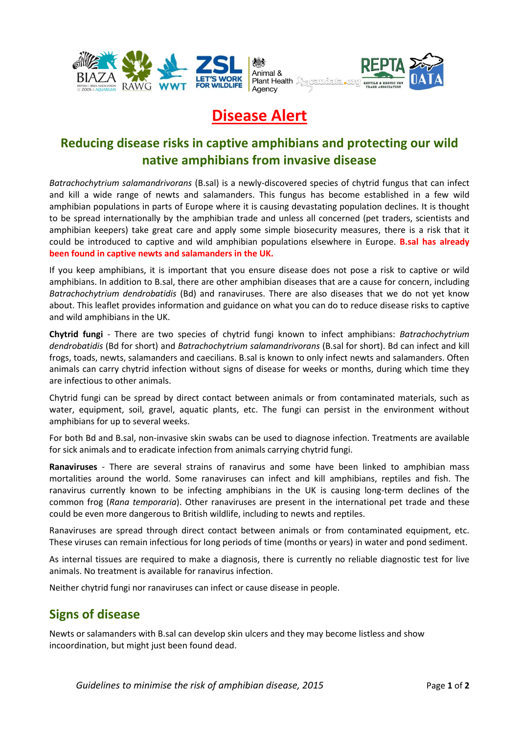# Disease Alert

## Reducing disease risks in captive amphibians and protecting our wild native amphibians from invasive disease

*Batrachochytrium salamandrivorans* (B.sal) is a newly-discovered species of chytrid fungus that can infect and kill a wide range of newts and salamanders. This fungus has become established in a few wild amphibian populations in parts of Europe where it is causing devastating population declines. It is thought to be spread internationally by the amphibian trade and unless all concerned (pet traders, scientists and amphibian keepers) take great care and apply some simple biosecurity measures, there is a risk that it could be introduced to captive and wild amphibian populations elsewhere in Europe. **B.sal has already been found in captive newts and salamanders in the UK.**

If you keep amphibians, it is important that you ensure disease does not pose a risk to captive or wild amphibians. In addition to B.sal, there are other amphibian diseases that are a cause for concern, including *Batrachochytrium dendrobatidis* (Bd) and ranaviruses. There are also diseases that we do not yet know about. This leaflet provides information and guidance on what you can do to reduce disease risks to captive and wild amphibians in the UK.

**Chytrid fungi** - There are two species of chytrid fungi known to infect amphibians: *Batrachochytrium dendrobatidis* (Bd for short) and *Batrachochytrium salamandrivorans* (B.sal for short). Bd can infect and kill frogs, toads, newts, salamanders and caecilians. B.sal is known to only infect newts and salamanders. Often animals can carry chytrid infection without signs of disease for weeks or months, during which time they are infectious to other animals.

Chytrid fungi can be spread by direct contact between animals or from contaminated materials, such as water, equipment, soil, gravel, aquatic plants, etc. The fungi can persist in the environment without amphibians for up to several weeks.

For both Bd and B.sal, non-invasive skin swabs can be used to diagnose infection. Treatments are available for sick animals and to eradicate infection from animals carrying chytrid fungi.

**Ranaviruses** - There are several strains of ranavirus and some have been linked to amphibian mass mortalities around the world. Some ranaviruses can infect and kill amphibians, reptiles and fish. The ranavirus currently known to be infecting amphibians in the UK is causing long-term declines of the common frog (*Rana temporaria*). Other ranaviruses are present in the international pet trade and these could be even more dangerous to British wildlife, including to newts and reptiles.

Ranaviruses are spread through direct contact between animals or from contaminated equipment, etc. These viruses can remain infectious for long periods of time (months or years) in water and pond sediment.

As internal tissues are required to make a diagnosis, there is currently no reliable diagnostic test for live animals. No treatment is available for ranavirus infection.

Neither chytrid fungi nor ranaviruses can infect or cause disease in people.

## Signs of disease

Newts or salamanders with B.sal can develop skin ulcers and they may become listless and show incoordination, but might just been found dead.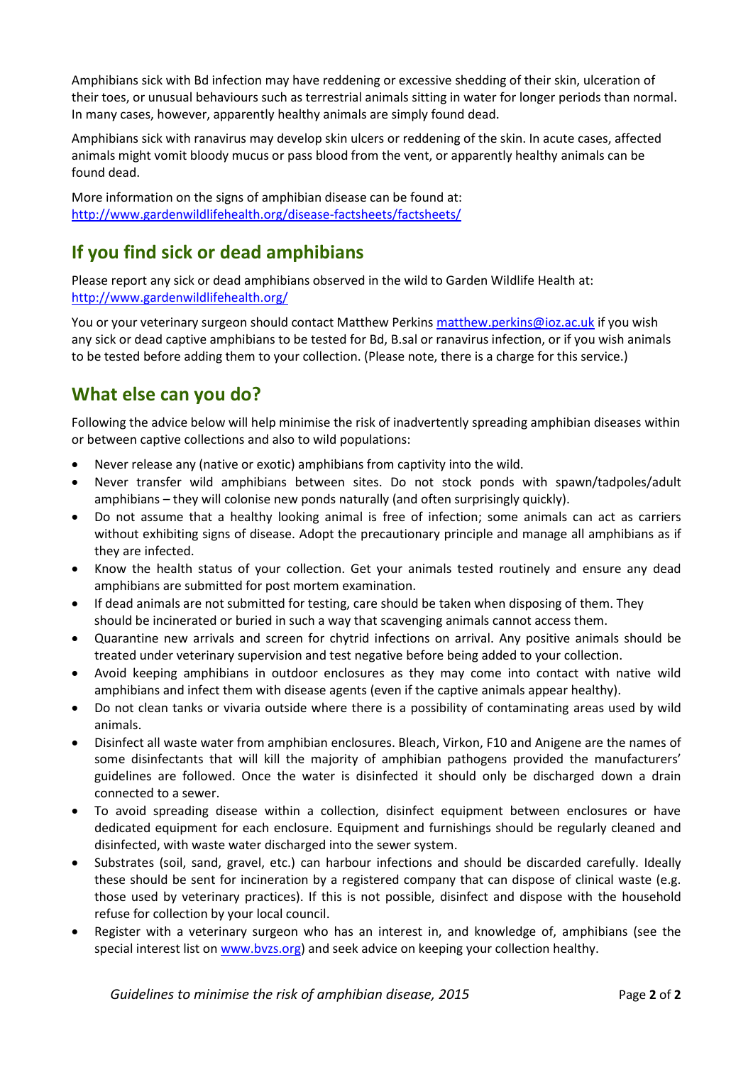Amphibians sick with Bd infection may have reddening or excessive shedding of their skin, ulceration of their toes, or unusual behaviours such as terrestrial animals sitting in water for longer periods than normal. In many cases, however, apparently healthy animals are simply found dead.

Amphibians sick with ranavirus may develop skin ulcers or reddening of the skin. In acute cases, affected animals might vomit bloody mucus or pass blood from the vent, or apparently healthy animals can be found dead.

More information on the signs of amphibian disease can be found at: [http://www.gardenwildlifehealth.org/disease-factsheets/factsheets/](http://www.gardenwildlifehealth.org/disease-factsheets/factsheets/)

## If you find sick or dead amphibians

Please report any sick or dead amphibians observed in the wild to Garden Wildlife Health at: [http://www.gardenwildlifehealth.org/](http://www.gardenwildlifehealth.org/)

You or your veterinary surgeon should contact Matthew Perkins [matthew.perkins@ioz.ac.uk](mailto:matthew.perkins@ioz.ac.uk) if you wish any sick or dead captive amphibians to be tested for Bd, B.sal or ranavirus infection, or if you wish animals to be tested before adding them to your collection. (Please note, there is a charge for this service.)

## What else can you do?

Following the advice below will help minimise the risk of inadvertently spreading amphibian diseases within or between captive collections and also to wild populations:

- Never release any (native or exotic) amphibians from captivity into the wild.
- Never transfer wild amphibians between sites. Do not stock ponds with spawn/tadpoles/adult amphibians – they will colonise new ponds naturally (and often surprisingly quickly).
- Do not assume that a healthy looking animal is free of infection; some animals can act as carriers without exhibiting signs of disease. Adopt the precautionary principle and manage all amphibians as if they are infected.
- Know the health status of your collection. Get your animals tested routinely and ensure any dead amphibians are submitted for post mortem examination.
- If dead animals are not submitted for testing, care should be taken when disposing of them. They should be incinerated or buried in such a way that scavenging animals cannot access them.
- Quarantine new arrivals and screen for chytrid infections on arrival. Any positive animals should be treated under veterinary supervision and test negative before being added to your collection.
- Avoid keeping amphibians in outdoor enclosures as they may come into contact with native wild amphibians and infect them with disease agents (even if the captive animals appear healthy).
- Do not clean tanks or vivaria outside where there is a possibility of contaminating areas used by wild animals.
- Disinfect all waste water from amphibian enclosures. Bleach, Virkon, F10 and Anigene are the names of some disinfectants that will kill the majority of amphibian pathogens provided the manufacturers' guidelines are followed. Once the water is disinfected it should only be discharged down a drain connected to a sewer.
- To avoid spreading disease within a collection, disinfect equipment between enclosures or have dedicated equipment for each enclosure. Equipment and furnishings should be regularly cleaned and disinfected, with waste water discharged into the sewer system.
- Substrates (soil, sand, gravel, etc.) can harbour infections and should be discarded carefully. Ideally these should be sent for incineration by a registered company that can dispose of clinical waste (e.g. those used by veterinary practices). If this is not possible, disinfect and dispose with the household refuse for collection by your local council.
- Register with a veterinary surgeon who has an interest in, and knowledge of, amphibians (see the special interest list on [www.bvzs.org](http://www.bvzs.org)) and seek advice on keeping your collection healthy.